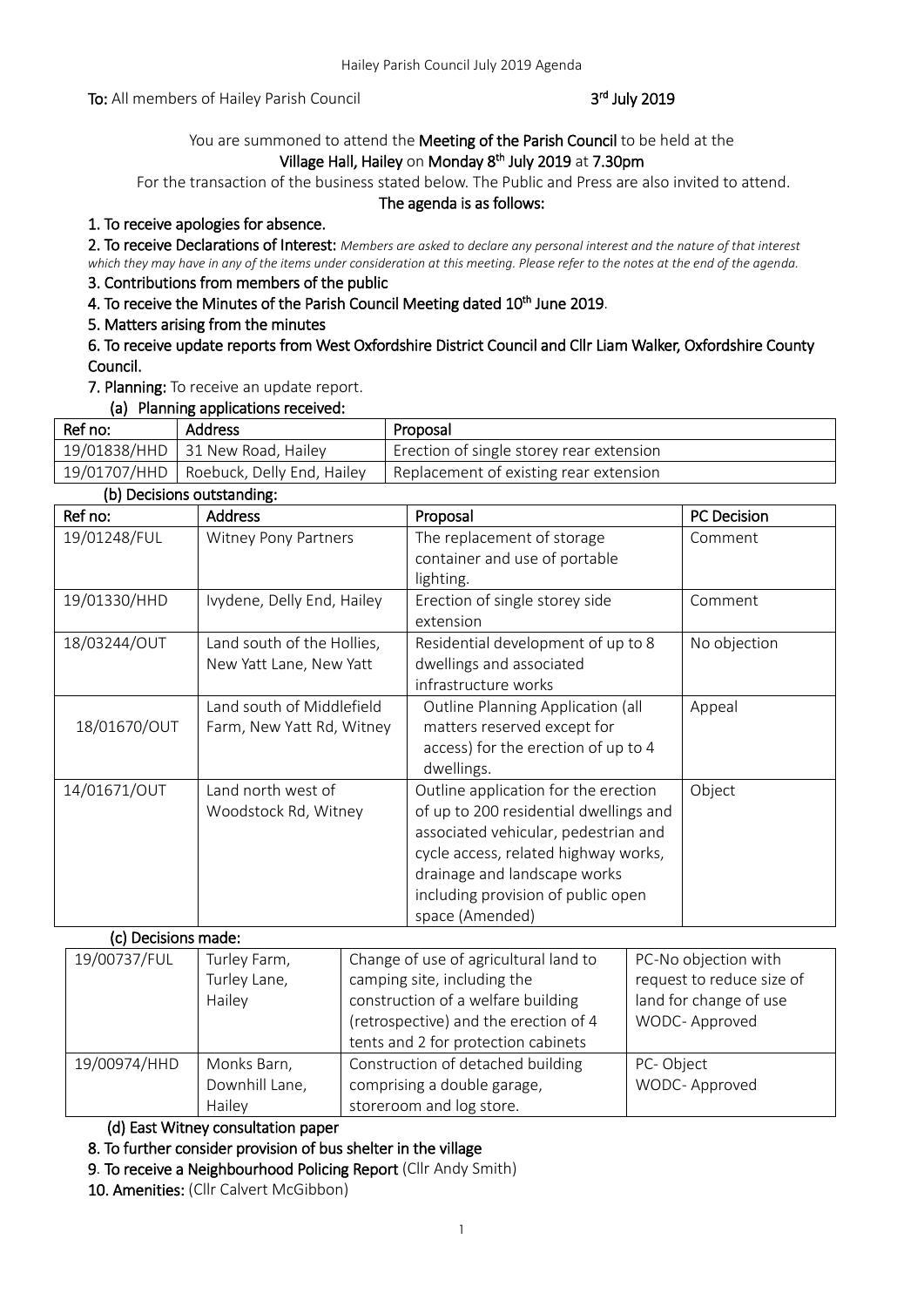**To:** All members of Hailey Parish Council **3rd July 2019**

You are summoned to attend the **Meeting of the Parish Council** to be held at the **Village Hall, Hailey** on **Monday 8th July 2019** at **7.30pm**

For the transaction of the business stated below. The Public and Press are also invited to attend.

**The agenda is as follows:**

**1. To receive apologies for absence.**

**2. To receive Declarations of Interest:** *Members are asked to declare any personal interest and the nature of that interest which they may have in any of the items under consideration at this meeting. Please refer to the notes at the end of the agenda.*

**3. Contributions from members of the public**

**4. To receive the Minutes of the Parish Council Meeting dated 10th June 2019.**

**5. Matters arising from the minutes**

**6. To receive update reports from West Oxfordshire District Council and Cllr Liam Walker, Oxfordshire County Council.**

**7. Planning:** To receive an update report.

**(a) Planning applications received:**

| Ref no: | Address | Proposal |
|---|---|---|
| 19/01838/HHD | 31 New Road, Hailey | Erection of single storey rear extension |
| 19/01707/HHD | Roebuck, Delly End, Hailey | Replacement of existing rear extension |

**(b) Decisions outstanding:**

| Ref no: | Address | Proposal | PC Decision |
|---|---|---|---|
| 19/01248/FUL | Witney Pony Partners | The replacement of storage container and use of portable lighting. | Comment |
| 19/01330/HHD | Ivydene, Delly End, Hailey | Erection of single storey side extension | Comment |
| 18/03244/OUT | Land south of the Hollies, New Yatt Lane, New Yatt | Residential development of up to 8 dwellings and associated infrastructure works | No objection |
| 18/01670/OUT | Land south of Middlefield Farm, New Yatt Rd, Witney | Outline Planning Application (all matters reserved except for access) for the erection of up to 4 dwellings. | Appeal |
| 14/01671/OUT | Land north west of Woodstock Rd, Witney | Outline application for the erection of up to 200 residential dwellings and associated vehicular, pedestrian and cycle access, related highway works, drainage and landscape works including provision of public open space (Amended) | Object |

**(c) Decisions made:**

| | | | |
|---|---|---|---|
| 19/00737/FUL | Turley Farm, Turley Lane, Hailey | Change of use of agricultural land to camping site, including the construction of a welfare building (retrospective) and the erection of 4 tents and 2 for protection cabinets | PC-No objection with request to reduce size of land for change of use<br>WODC- Approved |
| 19/00974/HHD | Monks Barn, Downhill Lane, Hailey | Construction of detached building comprising a double garage, storeroom and log store. | PC- Object<br>WODC- Approved |

**(d) East Witney consultation paper**

**8. To further consider provision of bus shelter in the village**

**9. To receive a Neighbourhood Policing Report** (Cllr Andy Smith)

**10. Amenities:** (Cllr Calvert McGibbon)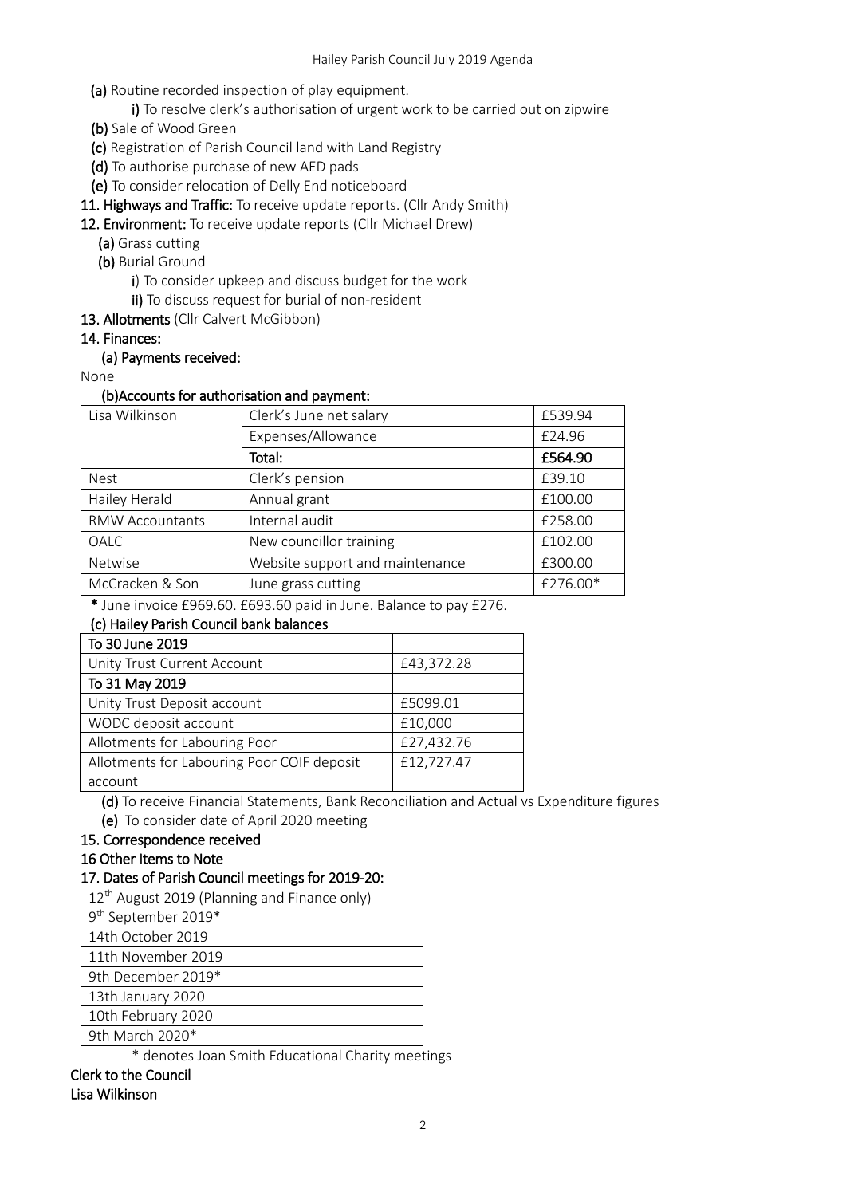**(a)** Routine recorded inspection of play equipment.

  **i)** To resolve clerk's authorisation of urgent work to be carried out on zipwire

**(b)** Sale of Wood Green

**(c)** Registration of Parish Council land with Land Registry

**(d)** To authorise purchase of new AED pads

**(e)** To consider relocation of Delly End noticeboard

**11. Highways and Traffic:** To receive update reports. (Cllr Andy Smith)

**12. Environment:** To receive update reports (Cllr Michael Drew)

**(a)** Grass cutting

**(b)** Burial Ground

  **i)** To consider upkeep and discuss budget for the work

  **ii)** To discuss request for burial of non-resident

**13. Allotments** (Cllr Calvert McGibbon)

**14. Finances:**

**(a) Payments received:**

None

**(b)Accounts for authorisation and payment:**

| Lisa Wilkinson | Clerk's June net salary | £539.94 |
|---|---|---|
| | Expenses/Allowance | £24.96 |
| | **Total:** | **£564.90** |
| Nest | Clerk's pension | £39.10 |
| Hailey Herald | Annual grant | £100.00 |
| RMW Accountants | Internal audit | £258.00 |
| OALC | New councillor training | £102.00 |
| Netwise | Website support and maintenance | £300.00 |
| McCracken & Son | June grass cutting | £276.00* |

**\*** June invoice £969.60. £693.60 paid in June. Balance to pay £276.

**(c) Hailey Parish Council bank balances**

| **To 30 June 2019** | |
|---|---|
| Unity Trust Current Account | £43,372.28 |
| **To 31 May 2019** | |
| Unity Trust Deposit account | £5099.01 |
| WODC deposit account | £10,000 |
| Allotments for Labouring Poor | £27,432.76 |
| Allotments for Labouring Poor COIF deposit account | £12,727.47 |

**(d)** To receive Financial Statements, Bank Reconciliation and Actual vs Expenditure figures

**(e)** To consider date of April 2020 meeting

**15. Correspondence received**

**16 Other Items to Note**

**17. Dates of Parish Council meetings for 2019-20:**

| 12th August 2019 (Planning and Finance only) |
|---|
| 9th September 2019* |
| 14th October 2019 |
| 11th November 2019 |
| 9th December 2019* |
| 13th January 2020 |
| 10th February 2020 |
| 9th March 2020* |

\* denotes Joan Smith Educational Charity meetings

**Clerk to the Council**
**Lisa Wilkinson**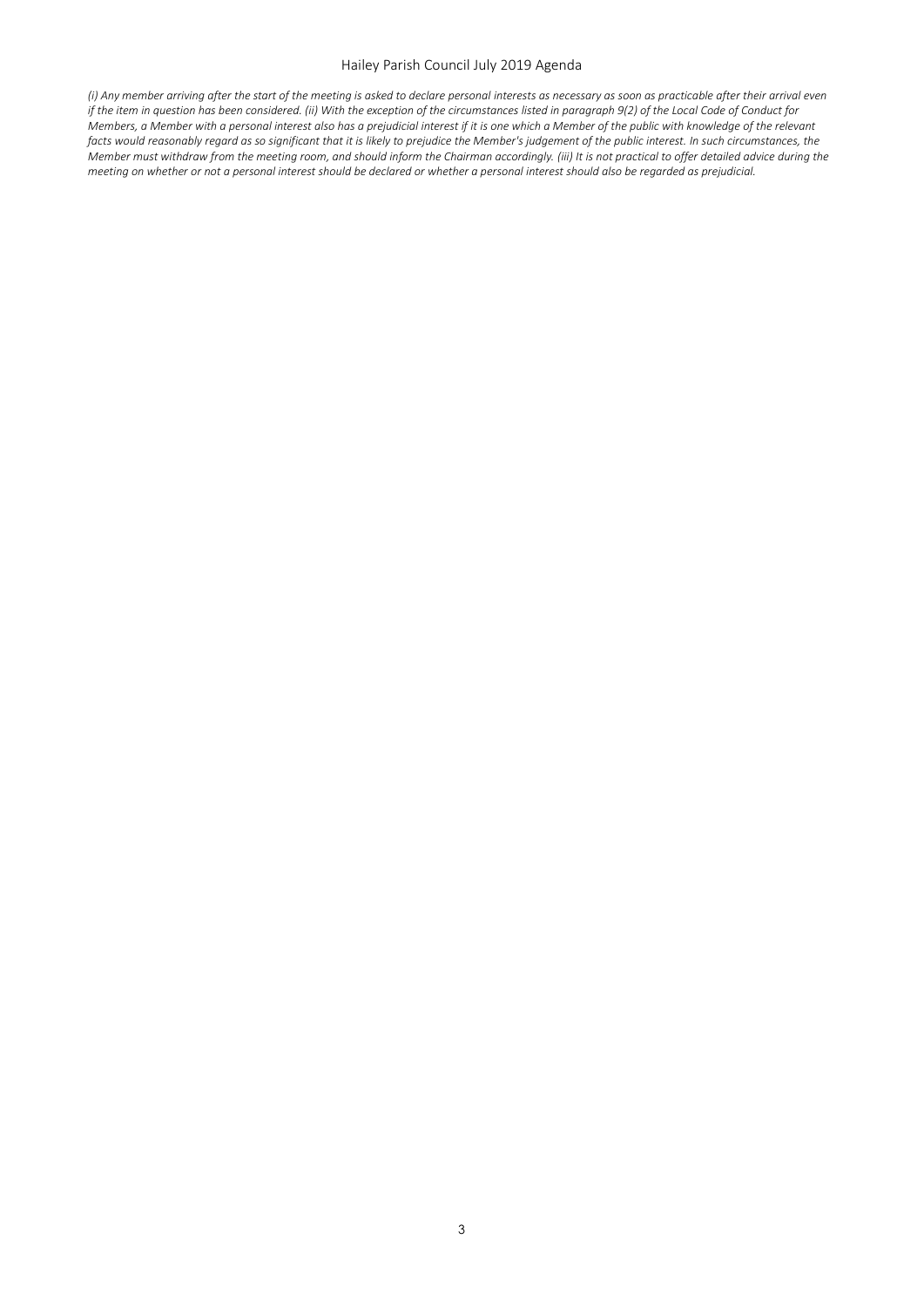*(i) Any member arriving after the start of the meeting is asked to declare personal interests as necessary as soon as practicable after their arrival even if the item in question has been considered. (ii) With the exception of the circumstances listed in paragraph 9(2) of the Local Code of Conduct for Members, a Member with a personal interest also has a prejudicial interest if it is one which a Member of the public with knowledge of the relevant facts would reasonably regard as so significant that it is likely to prejudice the Member's judgement of the public interest. In such circumstances, the Member must withdraw from the meeting room, and should inform the Chairman accordingly. (iii) It is not practical to offer detailed advice during the meeting on whether or not a personal interest should be declared or whether a personal interest should also be regarded as prejudicial.*